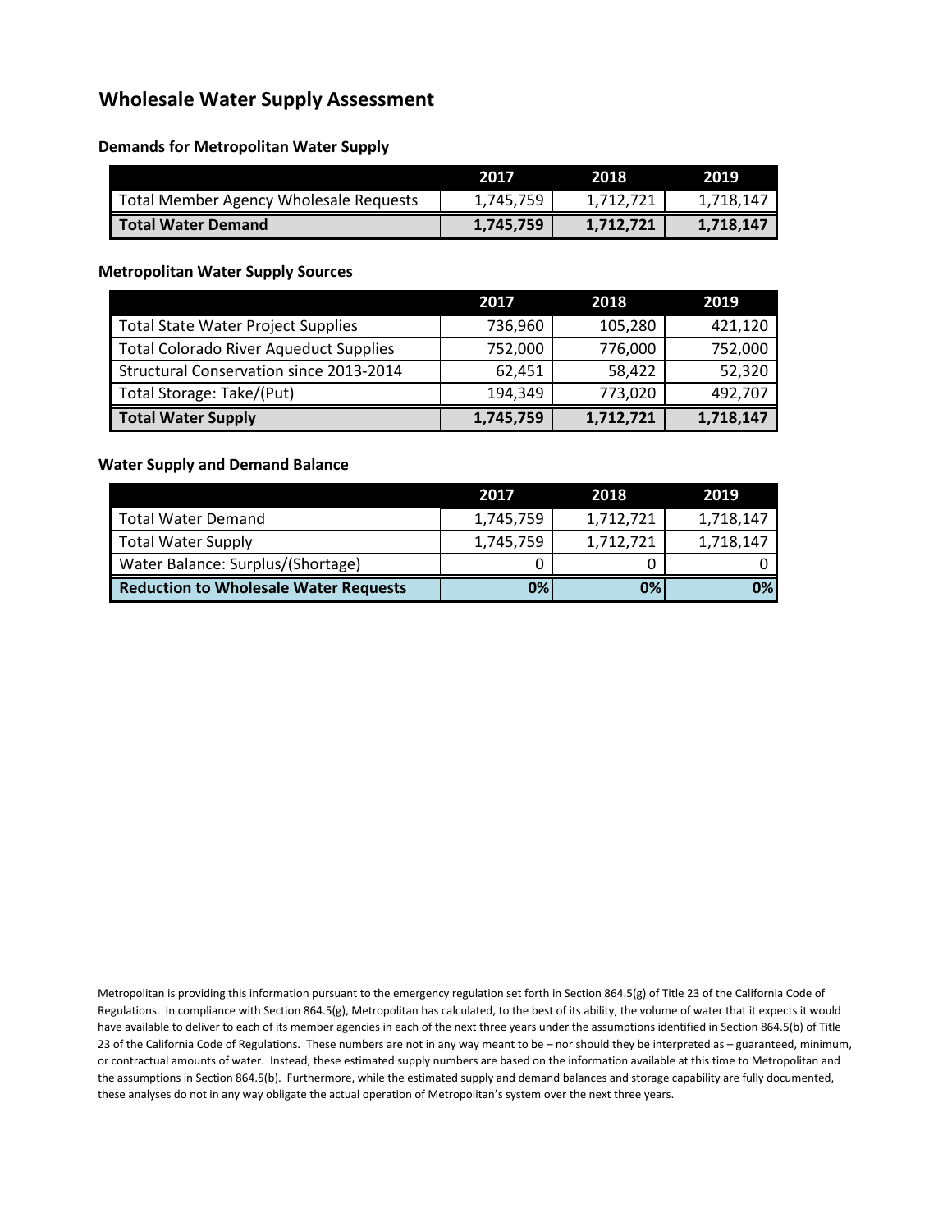# Wholesale Water Supply Assessment

### Demands for Metropolitan Water Supply

| | 2017 | 2018 | 2019 |
|---|---|---|---|
| Total Member Agency Wholesale Requests | 1,745,759 | 1,712,721 | 1,718,147 |
| **Total Water Demand** | **1,745,759** | **1,712,721** | **1,718,147** |

### Metropolitan Water Supply Sources

| | 2017 | 2018 | 2019 |
|---|---|---|---|
| Total State Water Project Supplies | 736,960 | 105,280 | 421,120 |
| Total Colorado River Aqueduct Supplies | 752,000 | 776,000 | 752,000 |
| Structural Conservation since 2013-2014 | 62,451 | 58,422 | 52,320 |
| Total Storage: Take/(Put) | 194,349 | 773,020 | 492,707 |
| **Total Water Supply** | **1,745,759** | **1,712,721** | **1,718,147** |

### Water Supply and Demand Balance

| | 2017 | 2018 | 2019 |
|---|---|---|---|
| Total Water Demand | 1,745,759 | 1,712,721 | 1,718,147 |
| Total Water Supply | 1,745,759 | 1,712,721 | 1,718,147 |
| Water Balance: Surplus/(Shortage) | 0 | 0 | 0 |
| **Reduction to Wholesale Water Requests** | **0%** | **0%** | **0%** |

Metropolitan is providing this information pursuant to the emergency regulation set forth in Section 864.5(g) of Title 23 of the California Code of Regulations. In compliance with Section 864.5(g), Metropolitan has calculated, to the best of its ability, the volume of water that it expects it would have available to deliver to each of its member agencies in each of the next three years under the assumptions identified in Section 864.5(b) of Title 23 of the California Code of Regulations. These numbers are not in any way meant to be – nor should they be interpreted as – guaranteed, minimum, or contractual amounts of water. Instead, these estimated supply numbers are based on the information available at this time to Metropolitan and the assumptions in Section 864.5(b). Furthermore, while the estimated supply and demand balances and storage capability are fully documented, these analyses do not in any way obligate the actual operation of Metropolitan's system over the next three years.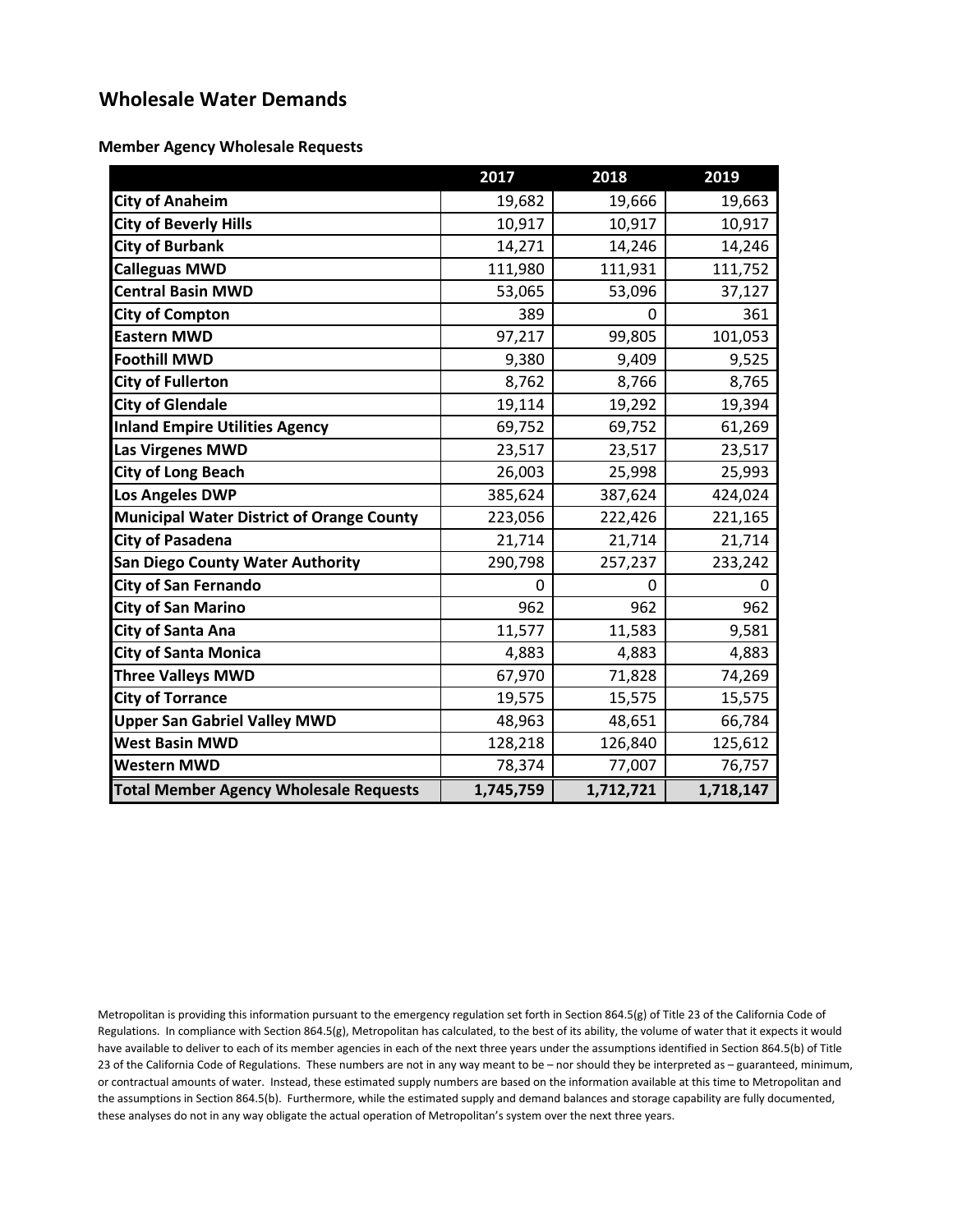## Wholesale Water Demands

### Member Agency Wholesale Requests

| | 2017 | 2018 | 2019 |
|---|---|---|---|
| **City of Anaheim** | 19,682 | 19,666 | 19,663 |
| **City of Beverly Hills** | 10,917 | 10,917 | 10,917 |
| **City of Burbank** | 14,271 | 14,246 | 14,246 |
| **Calleguas MWD** | 111,980 | 111,931 | 111,752 |
| **Central Basin MWD** | 53,065 | 53,096 | 37,127 |
| **City of Compton** | 389 | 0 | 361 |
| **Eastern MWD** | 97,217 | 99,805 | 101,053 |
| **Foothill MWD** | 9,380 | 9,409 | 9,525 |
| **City of Fullerton** | 8,762 | 8,766 | 8,765 |
| **City of Glendale** | 19,114 | 19,292 | 19,394 |
| **Inland Empire Utilities Agency** | 69,752 | 69,752 | 61,269 |
| **Las Virgenes MWD** | 23,517 | 23,517 | 23,517 |
| **City of Long Beach** | 26,003 | 25,998 | 25,993 |
| **Los Angeles DWP** | 385,624 | 387,624 | 424,024 |
| **Municipal Water District of Orange County** | 223,056 | 222,426 | 221,165 |
| **City of Pasadena** | 21,714 | 21,714 | 21,714 |
| **San Diego County Water Authority** | 290,798 | 257,237 | 233,242 |
| **City of San Fernando** | 0 | 0 | 0 |
| **City of San Marino** | 962 | 962 | 962 |
| **City of Santa Ana** | 11,577 | 11,583 | 9,581 |
| **City of Santa Monica** | 4,883 | 4,883 | 4,883 |
| **Three Valleys MWD** | 67,970 | 71,828 | 74,269 |
| **City of Torrance** | 19,575 | 15,575 | 15,575 |
| **Upper San Gabriel Valley MWD** | 48,963 | 48,651 | 66,784 |
| **West Basin MWD** | 128,218 | 126,840 | 125,612 |
| **Western MWD** | 78,374 | 77,007 | 76,757 |
| **Total Member Agency Wholesale Requests** | **1,745,759** | **1,712,721** | **1,718,147** |

Metropolitan is providing this information pursuant to the emergency regulation set forth in Section 864.5(g) of Title 23 of the California Code of Regulations. In compliance with Section 864.5(g), Metropolitan has calculated, to the best of its ability, the volume of water that it expects it would have available to deliver to each of its member agencies in each of the next three years under the assumptions identified in Section 864.5(b) of Title 23 of the California Code of Regulations. These numbers are not in any way meant to be – nor should they be interpreted as – guaranteed, minimum, or contractual amounts of water. Instead, these estimated supply numbers are based on the information available at this time to Metropolitan and the assumptions in Section 864.5(b). Furthermore, while the estimated supply and demand balances and storage capability are fully documented, these analyses do not in any way obligate the actual operation of Metropolitan's system over the next three years.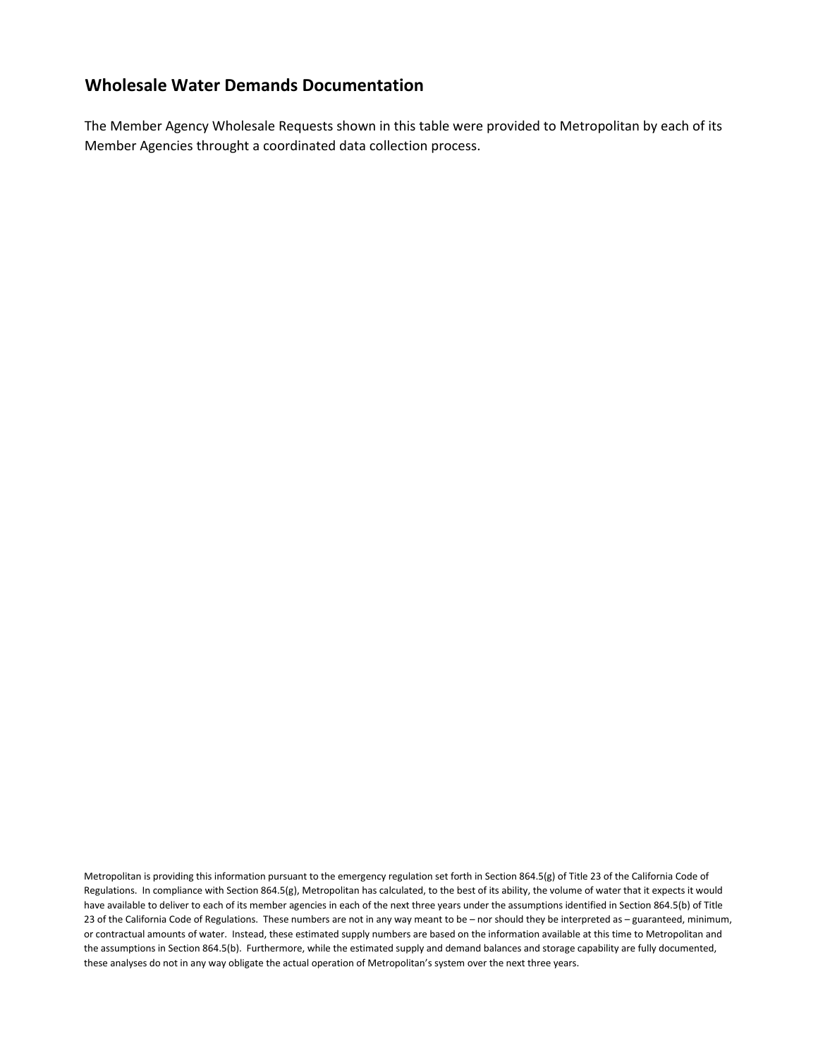## Wholesale Water Demands Documentation

The Member Agency Wholesale Requests shown in this table were provided to Metropolitan by each of its Member Agencies throught a coordinated data collection process.

Metropolitan is providing this information pursuant to the emergency regulation set forth in Section 864.5(g) of Title 23 of the California Code of Regulations. In compliance with Section 864.5(g), Metropolitan has calculated, to the best of its ability, the volume of water that it expects it would have available to deliver to each of its member agencies in each of the next three years under the assumptions identified in Section 864.5(b) of Title 23 of the California Code of Regulations. These numbers are not in any way meant to be – nor should they be interpreted as – guaranteed, minimum, or contractual amounts of water. Instead, these estimated supply numbers are based on the information available at this time to Metropolitan and the assumptions in Section 864.5(b). Furthermore, while the estimated supply and demand balances and storage capability are fully documented, these analyses do not in any way obligate the actual operation of Metropolitan's system over the next three years.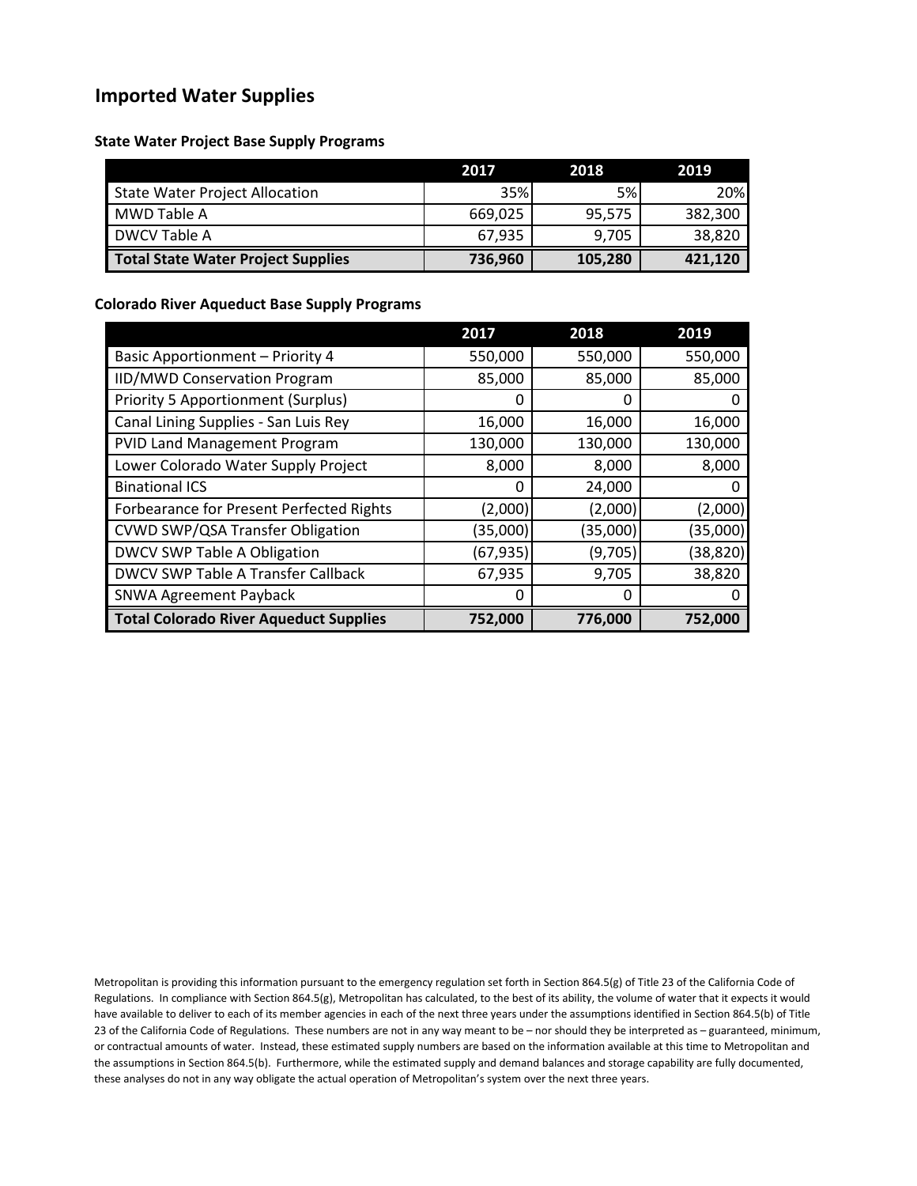## Imported Water Supplies

### State Water Project Base Supply Programs

| | 2017 | 2018 | 2019 |
|---|---|---|---|
| State Water Project Allocation | 35% | 5% | 20% |
| MWD Table A | 669,025 | 95,575 | 382,300 |
| DWCV Table A | 67,935 | 9,705 | 38,820 |
| **Total State Water Project Supplies** | **736,960** | **105,280** | **421,120** |

### Colorado River Aqueduct Base Supply Programs

| | 2017 | 2018 | 2019 |
|---|---|---|---|
| Basic Apportionment – Priority 4 | 550,000 | 550,000 | 550,000 |
| IID/MWD Conservation Program | 85,000 | 85,000 | 85,000 |
| Priority 5 Apportionment (Surplus) | 0 | 0 | 0 |
| Canal Lining Supplies - San Luis Rey | 16,000 | 16,000 | 16,000 |
| PVID Land Management Program | 130,000 | 130,000 | 130,000 |
| Lower Colorado Water Supply Project | 8,000 | 8,000 | 8,000 |
| Binational ICS | 0 | 24,000 | 0 |
| Forbearance for Present Perfected Rights | (2,000) | (2,000) | (2,000) |
| CVWD SWP/QSA Transfer Obligation | (35,000) | (35,000) | (35,000) |
| DWCV SWP Table A Obligation | (67,935) | (9,705) | (38,820) |
| DWCV SWP Table A Transfer Callback | 67,935 | 9,705 | 38,820 |
| SNWA Agreement Payback | 0 | 0 | 0 |
| **Total Colorado River Aqueduct Supplies** | **752,000** | **776,000** | **752,000** |

Metropolitan is providing this information pursuant to the emergency regulation set forth in Section 864.5(g) of Title 23 of the California Code of Regulations. In compliance with Section 864.5(g), Metropolitan has calculated, to the best of its ability, the volume of water that it expects it would have available to deliver to each of its member agencies in each of the next three years under the assumptions identified in Section 864.5(b) of Title 23 of the California Code of Regulations. These numbers are not in any way meant to be – nor should they be interpreted as – guaranteed, minimum, or contractual amounts of water. Instead, these estimated supply numbers are based on the information available at this time to Metropolitan and the assumptions in Section 864.5(b). Furthermore, while the estimated supply and demand balances and storage capability are fully documented, these analyses do not in any way obligate the actual operation of Metropolitan's system over the next three years.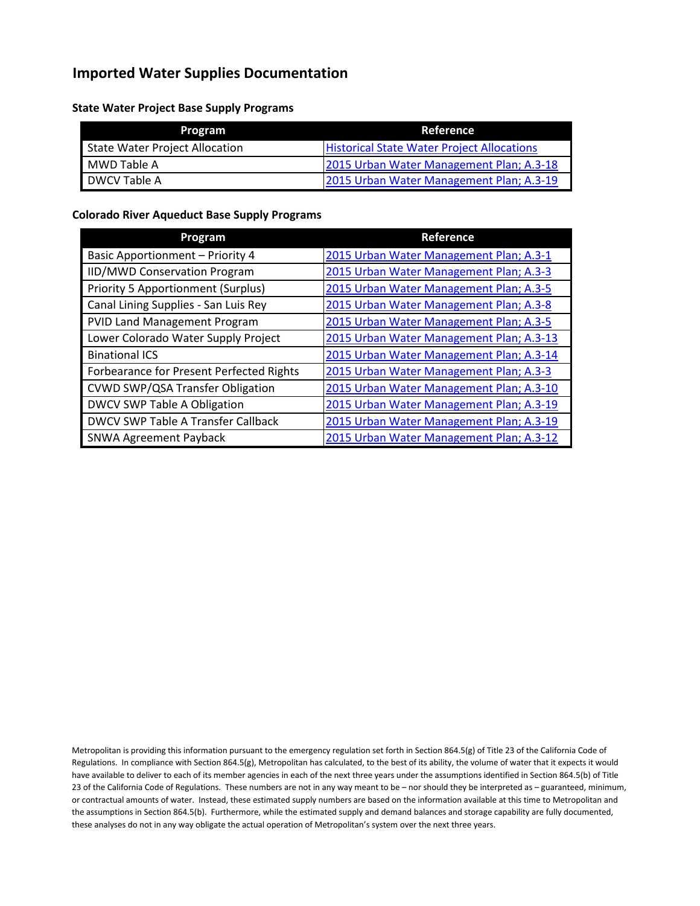# Imported Water Supplies Documentation

### State Water Project Base Supply Programs

| Program | Reference |
|---|---|
| State Water Project Allocation | Historical State Water Project Allocations |
| MWD Table A | 2015 Urban Water Management Plan; A.3-18 |
| DWCV Table A | 2015 Urban Water Management Plan; A.3-19 |

### Colorado River Aqueduct Base Supply Programs

| Program | Reference |
|---|---|
| Basic Apportionment – Priority 4 | 2015 Urban Water Management Plan; A.3-1 |
| IID/MWD Conservation Program | 2015 Urban Water Management Plan; A.3-3 |
| Priority 5 Apportionment (Surplus) | 2015 Urban Water Management Plan; A.3-5 |
| Canal Lining Supplies - San Luis Rey | 2015 Urban Water Management Plan; A.3-8 |
| PVID Land Management Program | 2015 Urban Water Management Plan; A.3-5 |
| Lower Colorado Water Supply Project | 2015 Urban Water Management Plan; A.3-13 |
| Binational ICS | 2015 Urban Water Management Plan; A.3-14 |
| Forbearance for Present Perfected Rights | 2015 Urban Water Management Plan; A.3-3 |
| CVWD SWP/QSA Transfer Obligation | 2015 Urban Water Management Plan; A.3-10 |
| DWCV SWP Table A Obligation | 2015 Urban Water Management Plan; A.3-19 |
| DWCV SWP Table A Transfer Callback | 2015 Urban Water Management Plan; A.3-19 |
| SNWA Agreement Payback | 2015 Urban Water Management Plan; A.3-12 |

Metropolitan is providing this information pursuant to the emergency regulation set forth in Section 864.5(g) of Title 23 of the California Code of Regulations. In compliance with Section 864.5(g), Metropolitan has calculated, to the best of its ability, the volume of water that it expects it would have available to deliver to each of its member agencies in each of the next three years under the assumptions identified in Section 864.5(b) of Title 23 of the California Code of Regulations. These numbers are not in any way meant to be – nor should they be interpreted as – guaranteed, minimum, or contractual amounts of water. Instead, these estimated supply numbers are based on the information available at this time to Metropolitan and the assumptions in Section 864.5(b). Furthermore, while the estimated supply and demand balances and storage capability are fully documented, these analyses do not in any way obligate the actual operation of Metropolitan's system over the next three years.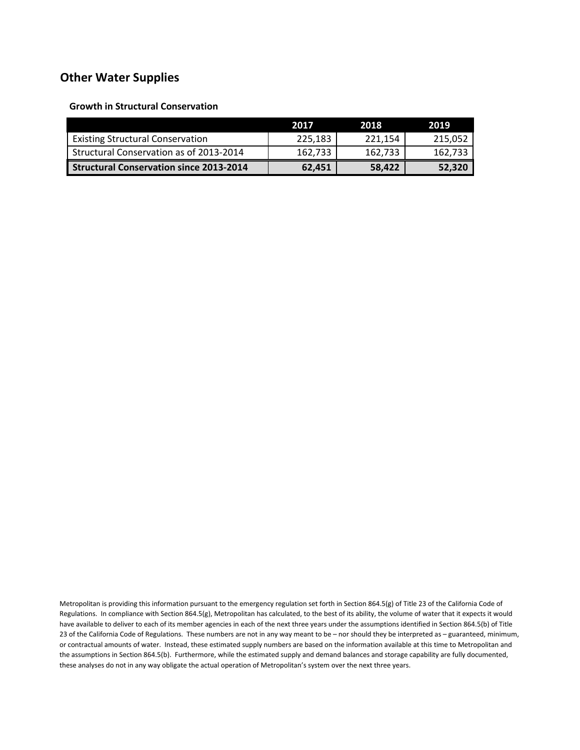## Other Water Supplies

### Growth in Structural Conservation

| | 2017 | 2018 | 2019 |
|---|---|---|---|
| Existing Structural Conservation | 225,183 | 221,154 | 215,052 |
| Structural Conservation as of 2013-2014 | 162,733 | 162,733 | 162,733 |
| **Structural Conservation since 2013-2014** | **62,451** | **58,422** | **52,320** |

Metropolitan is providing this information pursuant to the emergency regulation set forth in Section 864.5(g) of Title 23 of the California Code of Regulations. In compliance with Section 864.5(g), Metropolitan has calculated, to the best of its ability, the volume of water that it expects it would have available to deliver to each of its member agencies in each of the next three years under the assumptions identified in Section 864.5(b) of Title 23 of the California Code of Regulations. These numbers are not in any way meant to be – nor should they be interpreted as – guaranteed, minimum, or contractual amounts of water. Instead, these estimated supply numbers are based on the information available at this time to Metropolitan and the assumptions in Section 864.5(b). Furthermore, while the estimated supply and demand balances and storage capability are fully documented, these analyses do not in any way obligate the actual operation of Metropolitan's system over the next three years.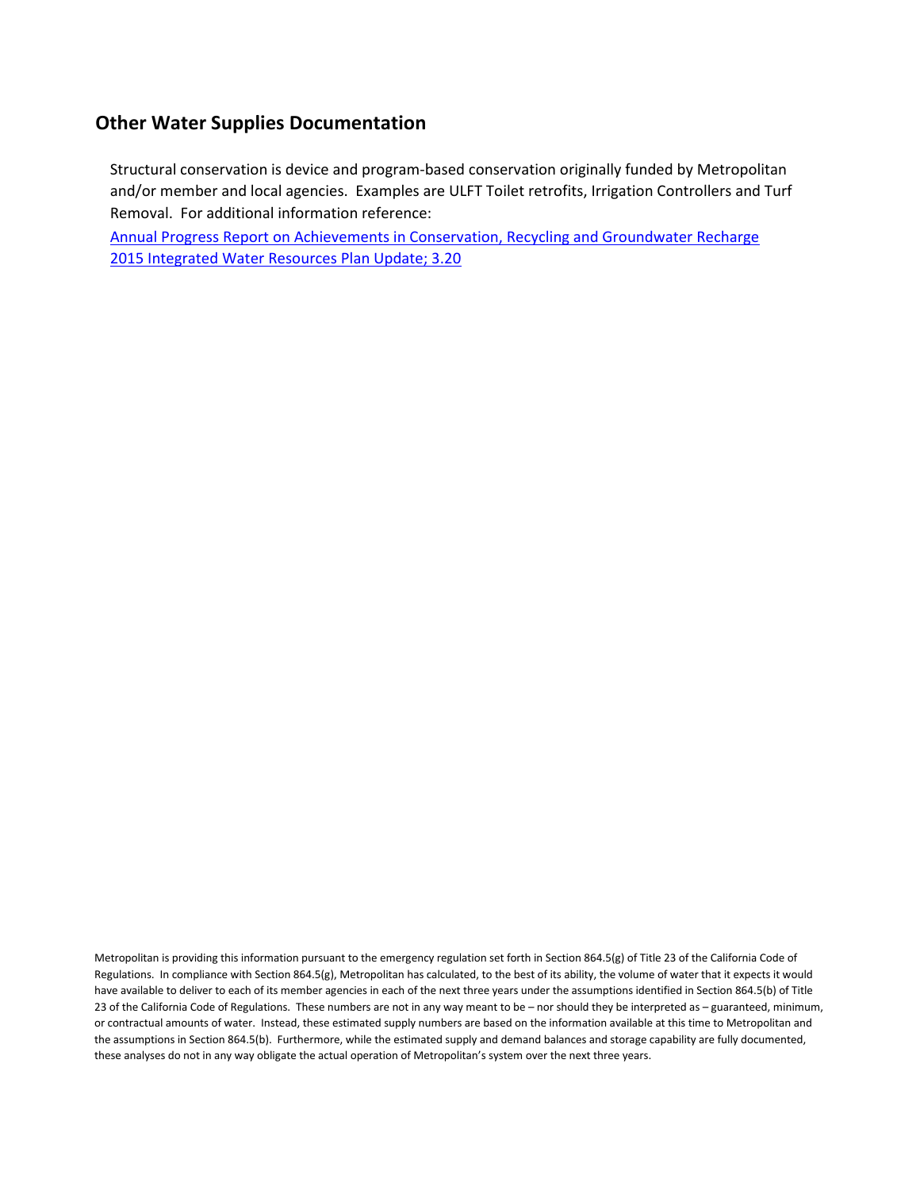## Other Water Supplies Documentation

Structural conservation is device and program-based conservation originally funded by Metropolitan and/or member and local agencies. Examples are ULFT Toilet retrofits, Irrigation Controllers and Turf Removal. For additional information reference:

Annual Progress Report on Achievements in Conservation, Recycling and Groundwater Recharge
2015 Integrated Water Resources Plan Update; 3.20

Metropolitan is providing this information pursuant to the emergency regulation set forth in Section 864.5(g) of Title 23 of the California Code of Regulations. In compliance with Section 864.5(g), Metropolitan has calculated, to the best of its ability, the volume of water that it expects it would have available to deliver to each of its member agencies in each of the next three years under the assumptions identified in Section 864.5(b) of Title 23 of the California Code of Regulations. These numbers are not in any way meant to be – nor should they be interpreted as – guaranteed, minimum, or contractual amounts of water. Instead, these estimated supply numbers are based on the information available at this time to Metropolitan and the assumptions in Section 864.5(b). Furthermore, while the estimated supply and demand balances and storage capability are fully documented, these analyses do not in any way obligate the actual operation of Metropolitan's system over the next three years.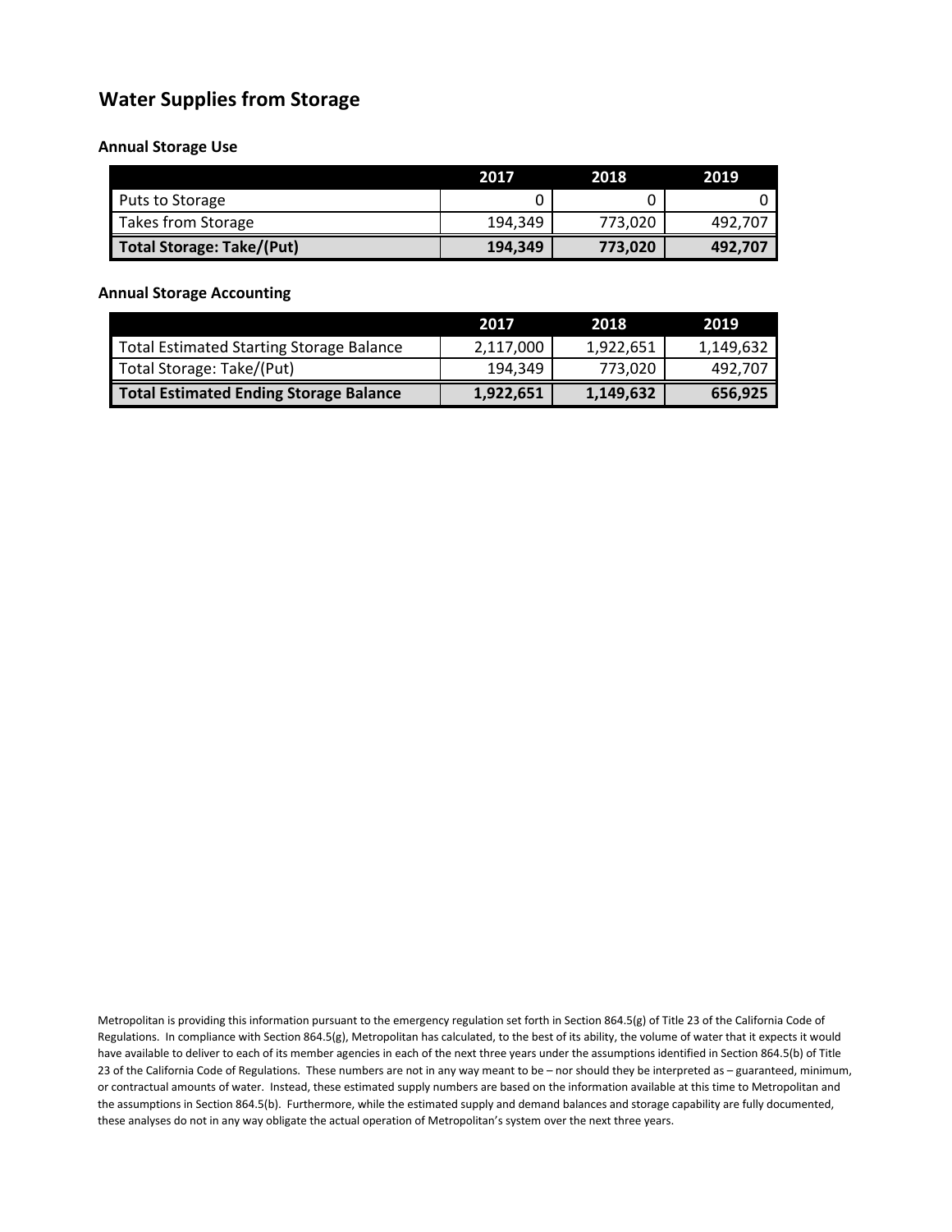## Water Supplies from Storage

### Annual Storage Use

| | 2017 | 2018 | 2019 |
|---|---|---|---|
| Puts to Storage | 0 | 0 | 0 |
| Takes from Storage | 194,349 | 773,020 | 492,707 |
| **Total Storage: Take/(Put)** | **194,349** | **773,020** | **492,707** |

### Annual Storage Accounting

| | 2017 | 2018 | 2019 |
|---|---|---|---|
| Total Estimated Starting Storage Balance | 2,117,000 | 1,922,651 | 1,149,632 |
| Total Storage: Take/(Put) | 194,349 | 773,020 | 492,707 |
| **Total Estimated Ending Storage Balance** | **1,922,651** | **1,149,632** | **656,925** |

Metropolitan is providing this information pursuant to the emergency regulation set forth in Section 864.5(g) of Title 23 of the California Code of Regulations. In compliance with Section 864.5(g), Metropolitan has calculated, to the best of its ability, the volume of water that it expects it would have available to deliver to each of its member agencies in each of the next three years under the assumptions identified in Section 864.5(b) of Title 23 of the California Code of Regulations. These numbers are not in any way meant to be – nor should they be interpreted as – guaranteed, minimum, or contractual amounts of water. Instead, these estimated supply numbers are based on the information available at this time to Metropolitan and the assumptions in Section 864.5(b). Furthermore, while the estimated supply and demand balances and storage capability are fully documented, these analyses do not in any way obligate the actual operation of Metropolitan's system over the next three years.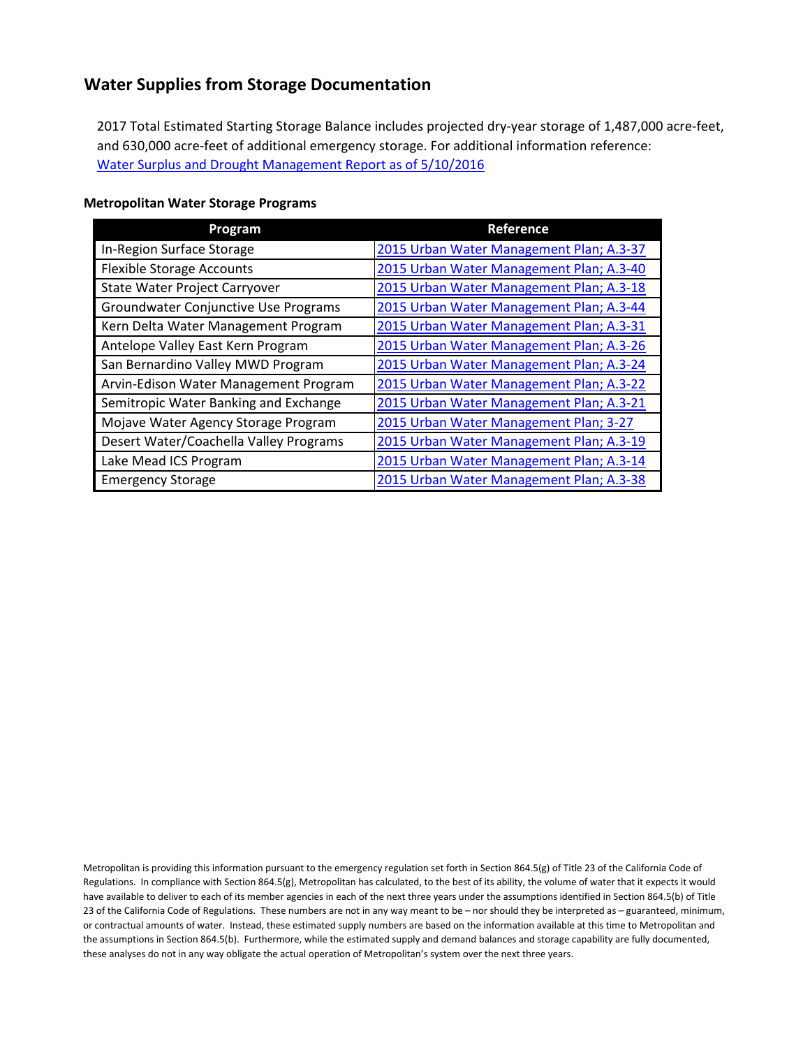## Water Supplies from Storage Documentation

2017 Total Estimated Starting Storage Balance includes projected dry-year storage of 1,487,000 acre-feet, and 630,000 acre-feet of additional emergency storage. For additional information reference: Water Surplus and Drought Management Report as of 5/10/2016

**Metropolitan Water Storage Programs**

| Program | Reference |
|---|---|
| In-Region Surface Storage | 2015 Urban Water Management Plan; A.3-37 |
| Flexible Storage Accounts | 2015 Urban Water Management Plan; A.3-40 |
| State Water Project Carryover | 2015 Urban Water Management Plan; A.3-18 |
| Groundwater Conjunctive Use Programs | 2015 Urban Water Management Plan; A.3-44 |
| Kern Delta Water Management Program | 2015 Urban Water Management Plan; A.3-31 |
| Antelope Valley East Kern Program | 2015 Urban Water Management Plan; A.3-26 |
| San Bernardino Valley MWD Program | 2015 Urban Water Management Plan; A.3-24 |
| Arvin-Edison Water Management Program | 2015 Urban Water Management Plan; A.3-22 |
| Semitropic Water Banking and Exchange | 2015 Urban Water Management Plan; A.3-21 |
| Mojave Water Agency Storage Program | 2015 Urban Water Management Plan; 3-27 |
| Desert Water/Coachella Valley Programs | 2015 Urban Water Management Plan; A.3-19 |
| Lake Mead ICS Program | 2015 Urban Water Management Plan; A.3-14 |
| Emergency Storage | 2015 Urban Water Management Plan; A.3-38 |

Metropolitan is providing this information pursuant to the emergency regulation set forth in Section 864.5(g) of Title 23 of the California Code of Regulations. In compliance with Section 864.5(g), Metropolitan has calculated, to the best of its ability, the volume of water that it expects it would have available to deliver to each of its member agencies in each of the next three years under the assumptions identified in Section 864.5(b) of Title 23 of the California Code of Regulations. These numbers are not in any way meant to be – nor should they be interpreted as – guaranteed, minimum, or contractual amounts of water. Instead, these estimated supply numbers are based on the information available at this time to Metropolitan and the assumptions in Section 864.5(b). Furthermore, while the estimated supply and demand balances and storage capability are fully documented, these analyses do not in any way obligate the actual operation of Metropolitan's system over the next three years.